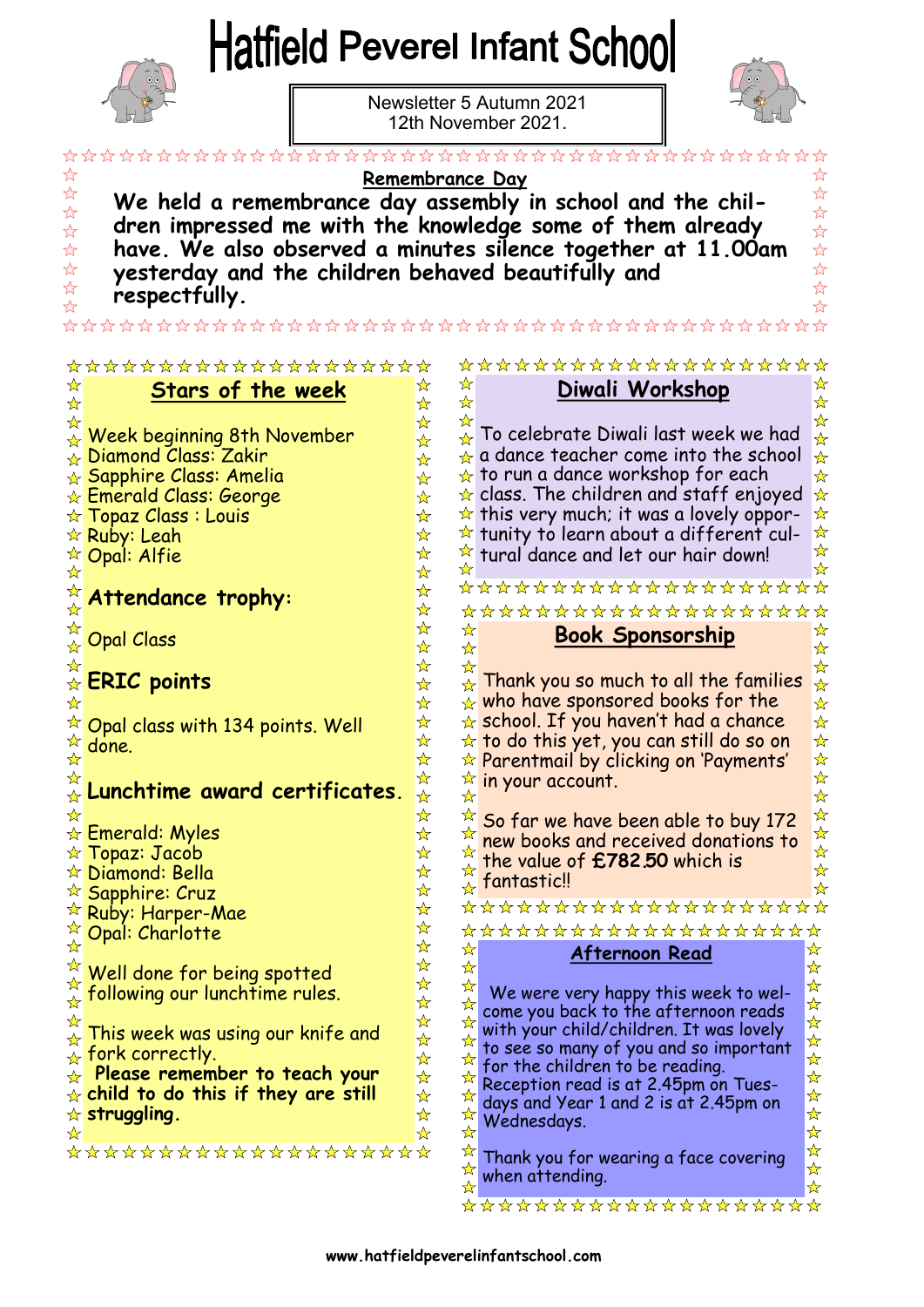# Hatfield Peverel Infant School

Newsletter 5 Autumn 2021
12th November 2021.

## Remembrance Day

**We held a remembrance day assembly in school and the children impressed me with the knowledge some of them already have. We also observed a minutes silence together at 11.00am yesterday and the children behaved beautifully and respectfully.**

## Stars of the week

Week beginning 8th November
Diamond Class: Zakir
Sapphire Class: Amelia
Emerald Class: George
Topaz Class : Louis
Ruby: Leah
Opal: Alfie

**Attendance trophy:**

Opal Class

**ERIC points**

Opal class with 134 points. Well done.

**Lunchtime award certificates.**

Emerald: Myles
Topaz: Jacob
Diamond: Bella
Sapphire: Cruz
Ruby: Harper-Mae
Opal: Charlotte

Well done for being spotted following our lunchtime rules.

This week was using our knife and fork correctly.
**Please remember to teach your child to do this if they are still struggling.**

## Diwali Workshop

To celebrate Diwali last week we had a dance teacher come into the school to run a dance workshop for each class. The children and staff enjoyed this very much; it was a lovely opportunity to learn about a different cultural dance and let our hair down!

## Book Sponsorship

Thank you so much to all the families who have sponsored books for the school. If you haven't had a chance to do this yet, you can still do so on Parentmail by clicking on 'Payments' in your account.

So far we have been able to buy 172 new books and received donations to the value of **£782.50** which is fantastic!!

## Afternoon Read

We were very happy this week to welcome you back to the afternoon reads with your child/children. It was lovely to see so many of you and so important for the children to be reading. Reception read is at 2.45pm on Tuesdays and Year 1 and 2 is at 2.45pm on Wednesdays.

Thank you for wearing a face covering when attending.

www.hatfieldpeverelinfantschool.com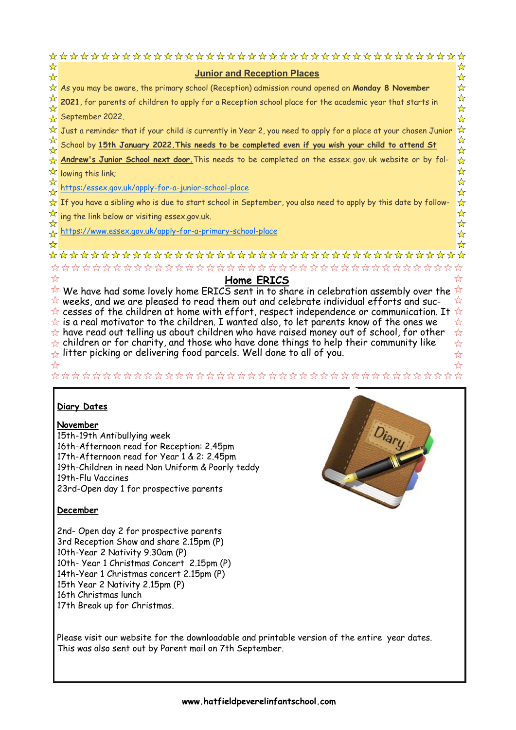## Junior and Reception Places

As you may be aware, the primary school (Reception) admission round opened on **Monday 8 November 2021**, for parents of children to apply for a Reception school place for the academic year that starts in September 2022.

Just a reminder that if your child is currently in Year 2, you need to apply for a place at your chosen Junior School by **15th January 2022. This needs to be completed even if you wish your child to attend St Andrew's Junior School next door.** This needs to be completed on the essex.gov.uk website or by following this link;

https:/essex.gov.uk/apply-for-a-junior-school-place

If you have a sibling who is due to start school in September, you also need to apply by this date by following the link below or visiting essex.gov.uk.

https://www.essex.gov.uk/apply-for-a-primary-school-place

## Home ERICS

We have had some lovely home ERICS sent in to share in celebration assembly over the weeks, and we are pleased to read them out and celebrate individual efforts and successes of the children at home with effort, respect independence or communication. It is a real motivator to the children. I wanted also, to let parents know of the ones we have read out telling us about children who have raised money out of school, for other children or for charity, and those who have done things to help their community like litter picking or delivering food parcels. Well done to all of you.

## Diary Dates

**November**

15th-19th Antibullying week
16th-Afternoon read for Reception: 2.45pm
17th-Afternoon read for Year 1 & 2: 2.45pm
19th-Children in need Non Uniform & Poorly teddy
19th-Flu Vaccines
23rd-Open day 1 for prospective parents

**December**

2nd- Open day 2 for prospective parents
3rd Reception Show and share 2.15pm (P)
10th-Year 2 Nativity 9.30am (P)
10th- Year 1 Christmas Concert 2.15pm (P)
14th-Year 1 Christmas concert 2.15pm (P)
15th Year 2 Nativity 2.15pm (P)
16th Christmas lunch
17th Break up for Christmas.

Please visit our website for the downloadable and printable version of the entire year dates. This was also sent out by Parent mail on 7th September.

www.hatfieldpeverelinfantschool.com